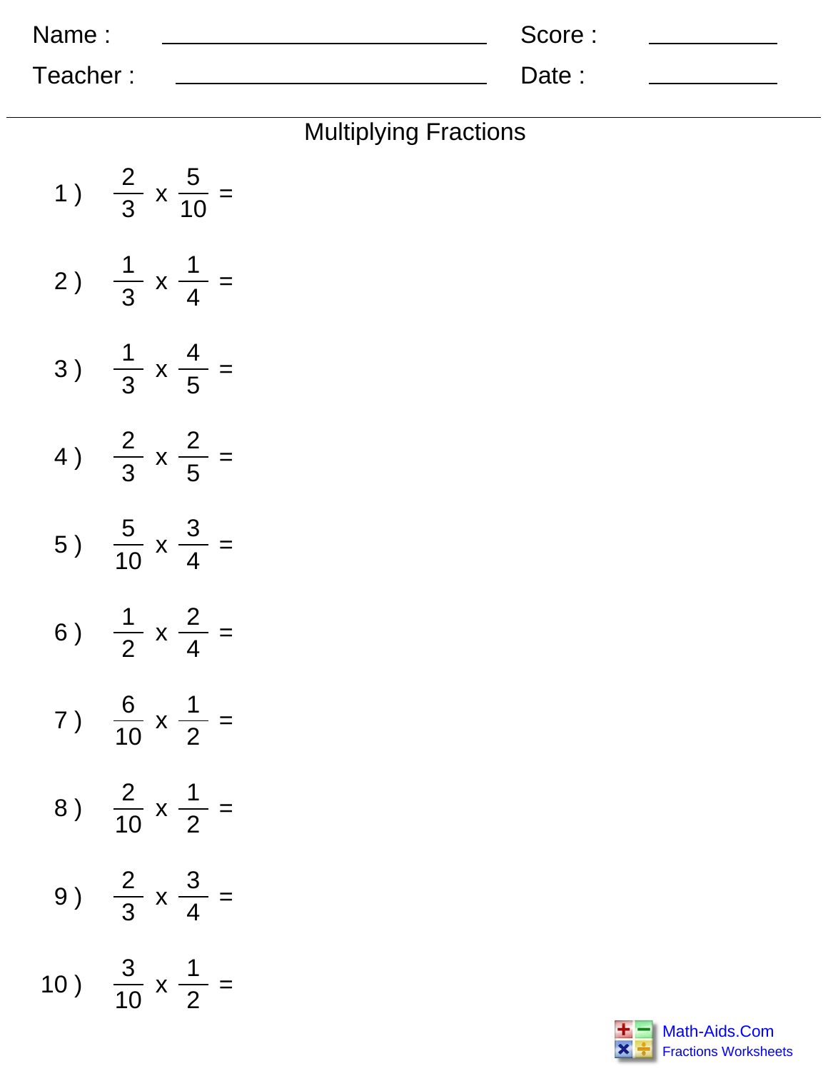Name : ____________________________ Score : ___________

Teacher : ___________________________ Date : ___________

## Multiplying Fractions

1 ) $\frac{2}{3} \times \frac{5}{10} =$

2 ) $\frac{1}{3} \times \frac{1}{4} =$

3 ) $\frac{1}{3} \times \frac{4}{5} =$

4 ) $\frac{2}{3} \times \frac{2}{5} =$

5 ) $\frac{5}{10} \times \frac{3}{4} =$

6 ) $\frac{1}{2} \times \frac{2}{4} =$

7 ) $\frac{6}{10} \times \frac{1}{2} =$

8 ) $\frac{2}{10} \times \frac{1}{2} =$

9 ) $\frac{2}{3} \times \frac{3}{4} =$

10 ) $\frac{3}{10} \times \frac{1}{2} =$

Math-Aids.Com
Fractions Worksheets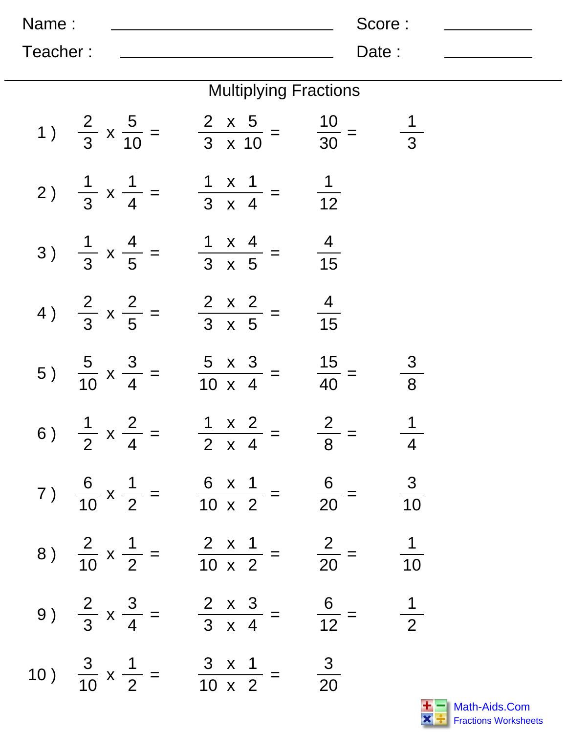Name : ____________________ Score : __________

Teacher : ____________________ Date : __________

## Multiplying Fractions

1 ) $\frac{2}{3} \times \frac{5}{10} = \frac{2 \times 5}{3 \times 10} = \frac{10}{30} = \frac{1}{3}$

2 ) $\frac{1}{3} \times \frac{1}{4} = \frac{1 \times 1}{3 \times 4} = \frac{1}{12}$

3 ) $\frac{1}{3} \times \frac{4}{5} = \frac{1 \times 4}{3 \times 5} = \frac{4}{15}$

4 ) $\frac{2}{3} \times \frac{2}{5} = \frac{2 \times 2}{3 \times 5} = \frac{4}{15}$

5 ) $\frac{5}{10} \times \frac{3}{4} = \frac{5 \times 3}{10 \times 4} = \frac{15}{40} = \frac{3}{8}$

6 ) $\frac{1}{2} \times \frac{2}{4} = \frac{1 \times 2}{2 \times 4} = \frac{2}{8} = \frac{1}{4}$

7 ) $\frac{6}{10} \times \frac{1}{2} = \frac{6 \times 1}{10 \times 2} = \frac{6}{20} = \frac{3}{10}$

8 ) $\frac{2}{10} \times \frac{1}{2} = \frac{2 \times 1}{10 \times 2} = \frac{2}{20} = \frac{1}{10}$

9 ) $\frac{2}{3} \times \frac{3}{4} = \frac{2 \times 3}{3 \times 4} = \frac{6}{12} = \frac{1}{2}$

10 ) $\frac{3}{10} \times \frac{1}{2} = \frac{3 \times 1}{10 \times 2} = \frac{3}{20}$

Math-Aids.Com
Fractions Worksheets